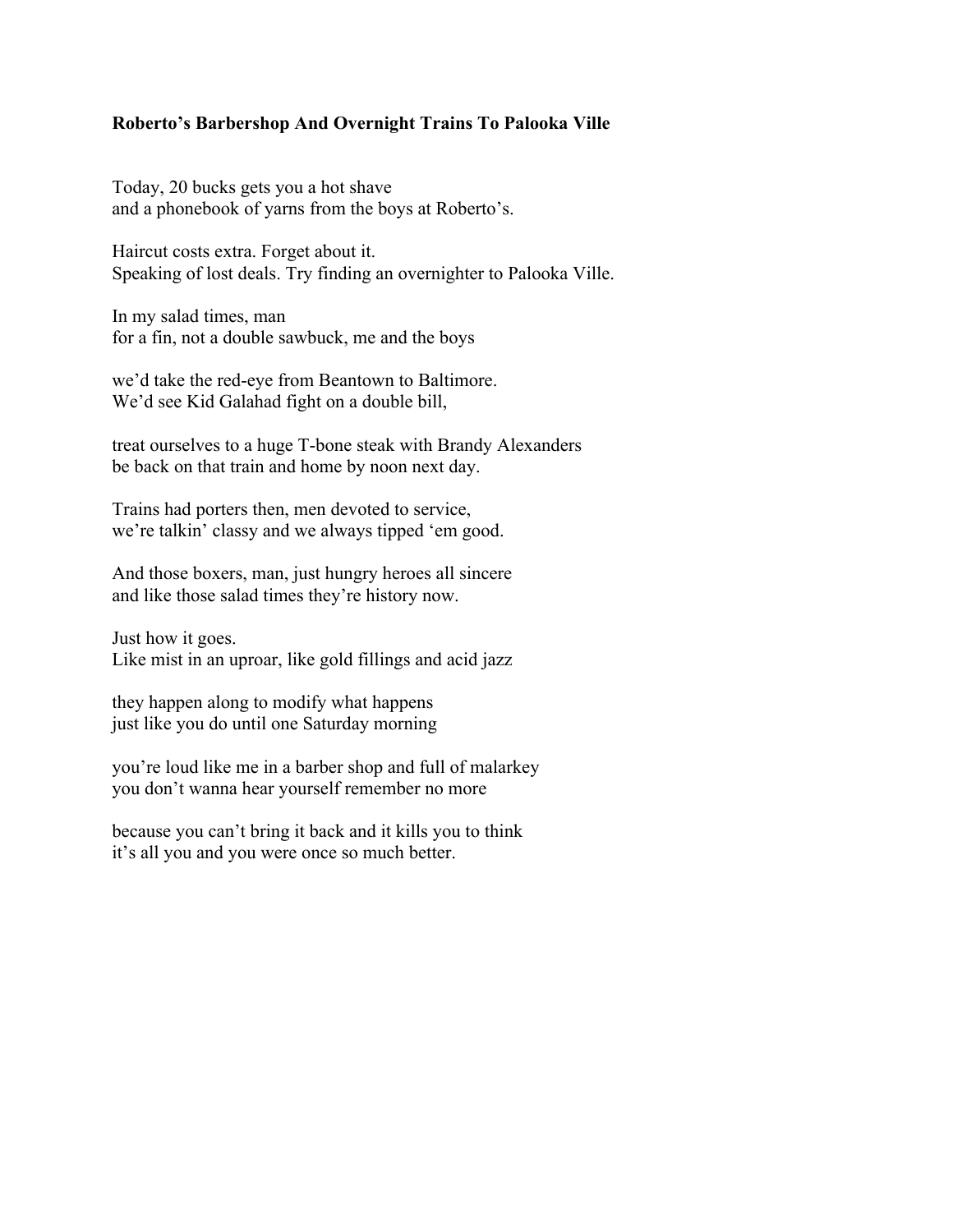**Roberto's Barbershop And Overnight Trains To Palooka Ville**

Today, 20 bucks gets you a hot shave
and a phonebook of yarns from the boys at Roberto's.

Haircut costs extra. Forget about it.
Speaking of lost deals. Try finding an overnighter to Palooka Ville.

In my salad times, man
for a fin, not a double sawbuck, me and the boys

we'd take the red-eye from Beantown to Baltimore.
We'd see Kid Galahad fight on a double bill,

treat ourselves to a huge T-bone steak with Brandy Alexanders
be back on that train and home by noon next day.

Trains had porters then, men devoted to service,
we're talkin' classy and we always tipped 'em good.

And those boxers, man, just hungry heroes all sincere
and like those salad times they're history now.

Just how it goes.
Like mist in an uproar, like gold fillings and acid jazz

they happen along to modify what happens
just like you do until one Saturday morning

you're loud like me in a barber shop and full of malarkey
you don't wanna hear yourself remember no more

because you can't bring it back and it kills you to think
it's all you and you were once so much better.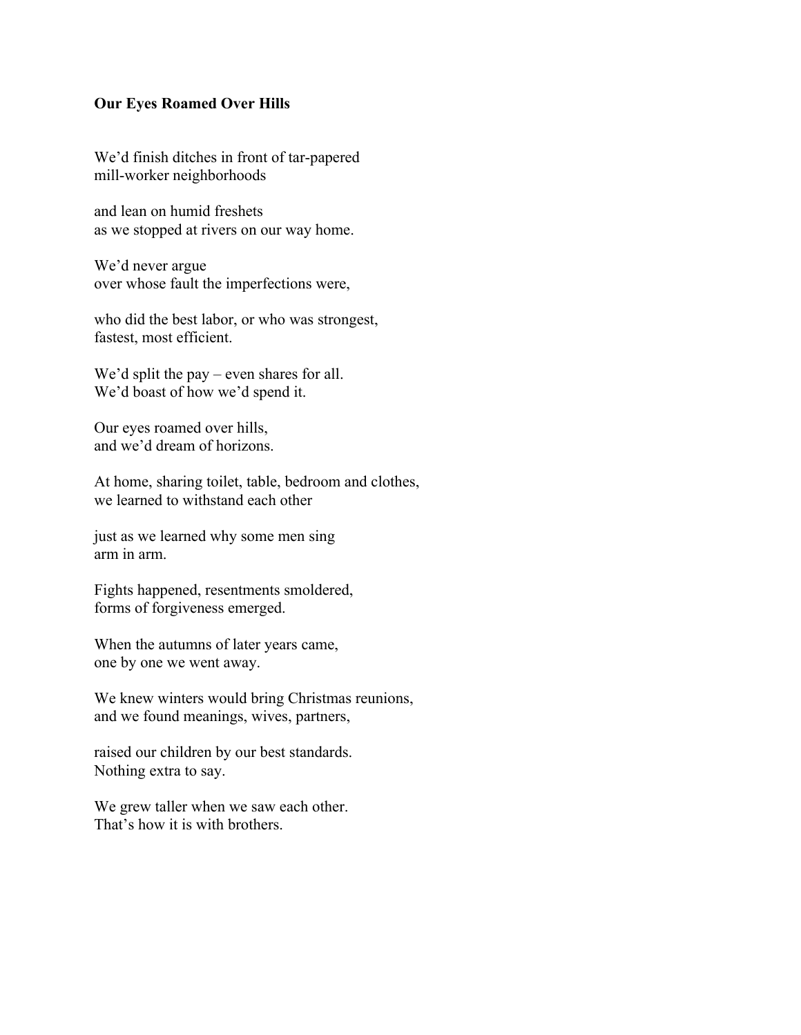**Our Eyes Roamed Over Hills**

We'd finish ditches in front of tar-papered
mill-worker neighborhoods

and lean on humid freshets
as we stopped at rivers on our way home.

We'd never argue
over whose fault the imperfections were,

who did the best labor, or who was strongest,
fastest, most efficient.

We'd split the pay – even shares for all.
We'd boast of how we'd spend it.

Our eyes roamed over hills,
and we'd dream of horizons.

At home, sharing toilet, table, bedroom and clothes,
we learned to withstand each other

just as we learned why some men sing
arm in arm.

Fights happened, resentments smoldered,
forms of forgiveness emerged.

When the autumns of later years came,
one by one we went away.

We knew winters would bring Christmas reunions,
and we found meanings, wives, partners,

raised our children by our best standards.
Nothing extra to say.

We grew taller when we saw each other.
That's how it is with brothers.